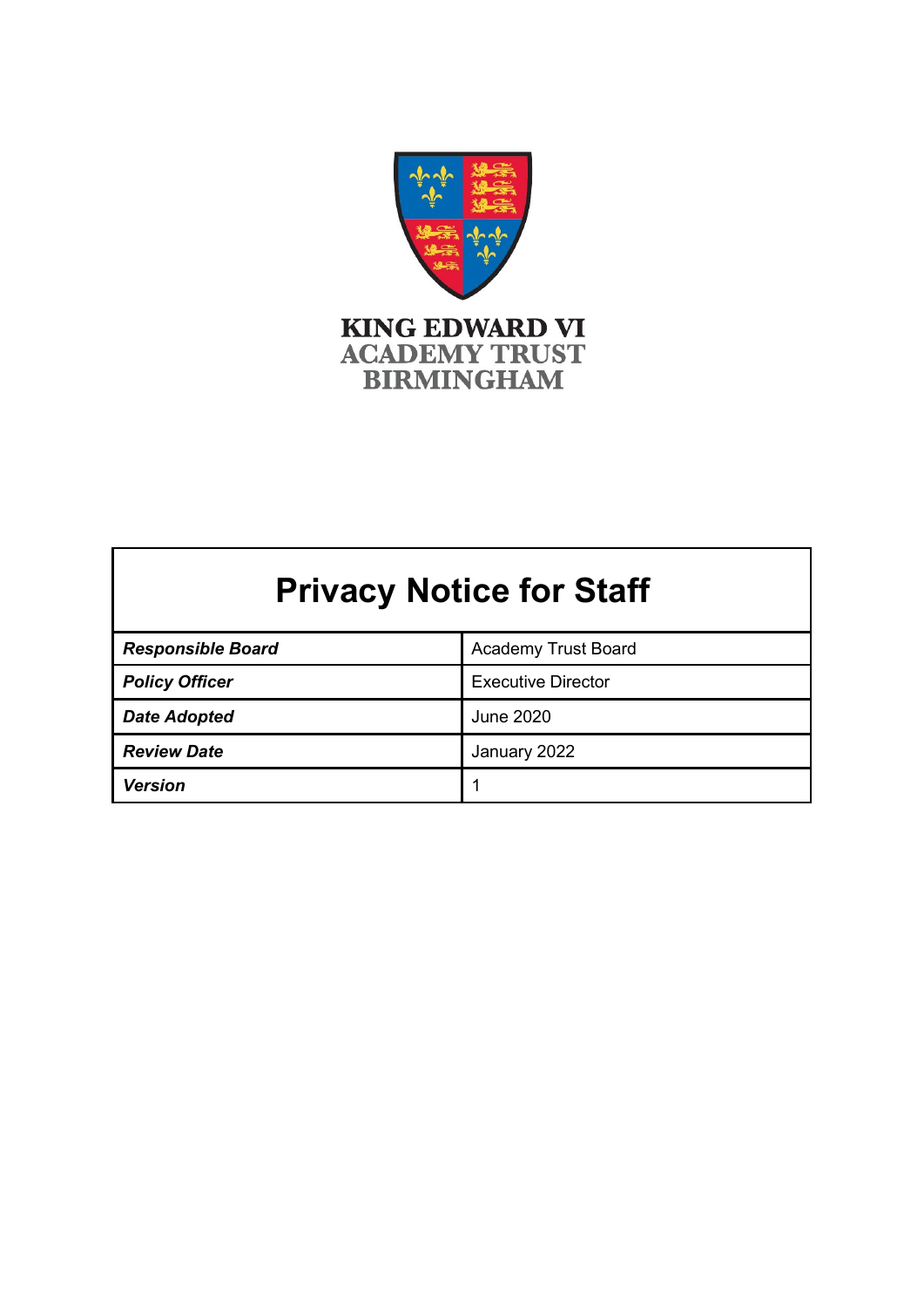KING EDWARD VI
ACADEMY TRUST
BIRMINGHAM

# Privacy Notice for Staff

| | |
|---|---|
| ***Responsible Board*** | Academy Trust Board |
| ***Policy Officer*** | Executive Director |
| ***Date Adopted*** | June 2020 |
| ***Review Date*** | January 2022 |
| ***Version*** | 1 |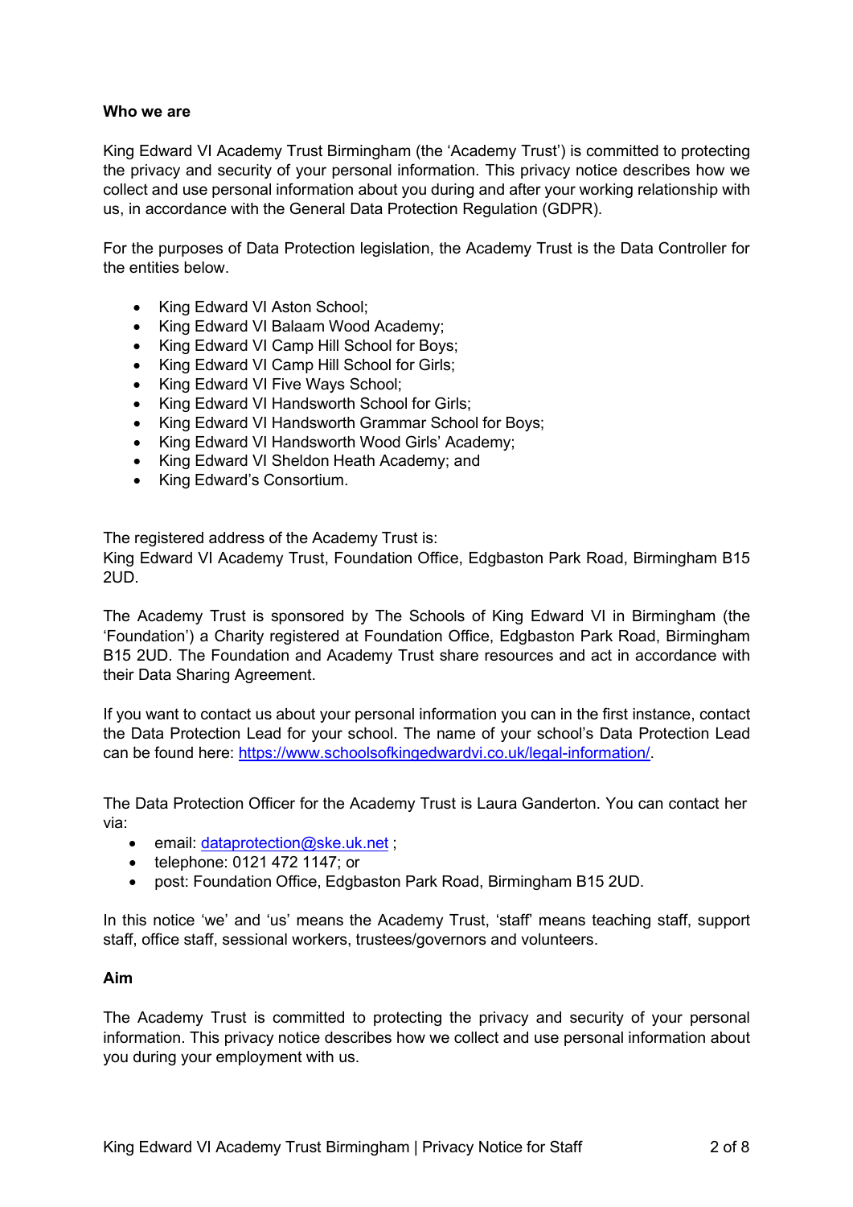**Who we are**

King Edward VI Academy Trust Birmingham (the 'Academy Trust') is committed to protecting the privacy and security of your personal information. This privacy notice describes how we collect and use personal information about you during and after your working relationship with us, in accordance with the General Data Protection Regulation (GDPR).

For the purposes of Data Protection legislation, the Academy Trust is the Data Controller for the entities below.

- King Edward VI Aston School;
- King Edward VI Balaam Wood Academy;
- King Edward VI Camp Hill School for Boys;
- King Edward VI Camp Hill School for Girls;
- King Edward VI Five Ways School;
- King Edward VI Handsworth School for Girls;
- King Edward VI Handsworth Grammar School for Boys;
- King Edward VI Handsworth Wood Girls' Academy;
- King Edward VI Sheldon Heath Academy; and
- King Edward's Consortium.

The registered address of the Academy Trust is:
King Edward VI Academy Trust, Foundation Office, Edgbaston Park Road, Birmingham B15 2UD.

The Academy Trust is sponsored by The Schools of King Edward VI in Birmingham (the 'Foundation') a Charity registered at Foundation Office, Edgbaston Park Road, Birmingham B15 2UD. The Foundation and Academy Trust share resources and act in accordance with their Data Sharing Agreement.

If you want to contact us about your personal information you can in the first instance, contact the Data Protection Lead for your school. The name of your school's Data Protection Lead can be found here: [https://www.schoolsofkingedwardvi.co.uk/legal-information/](https://www.schoolsofkingedwardvi.co.uk/legal-information/).

The Data Protection Officer for the Academy Trust is Laura Ganderton. You can contact her via:

- email: [dataprotection@ske.uk.net](mailto:dataprotection@ske.uk.net) ;
- telephone: 0121 472 1147; or
- post: Foundation Office, Edgbaston Park Road, Birmingham B15 2UD.

In this notice 'we' and 'us' means the Academy Trust, 'staff' means teaching staff, support staff, office staff, sessional workers, trustees/governors and volunteers.

**Aim**

The Academy Trust is committed to protecting the privacy and security of your personal information. This privacy notice describes how we collect and use personal information about you during your employment with us.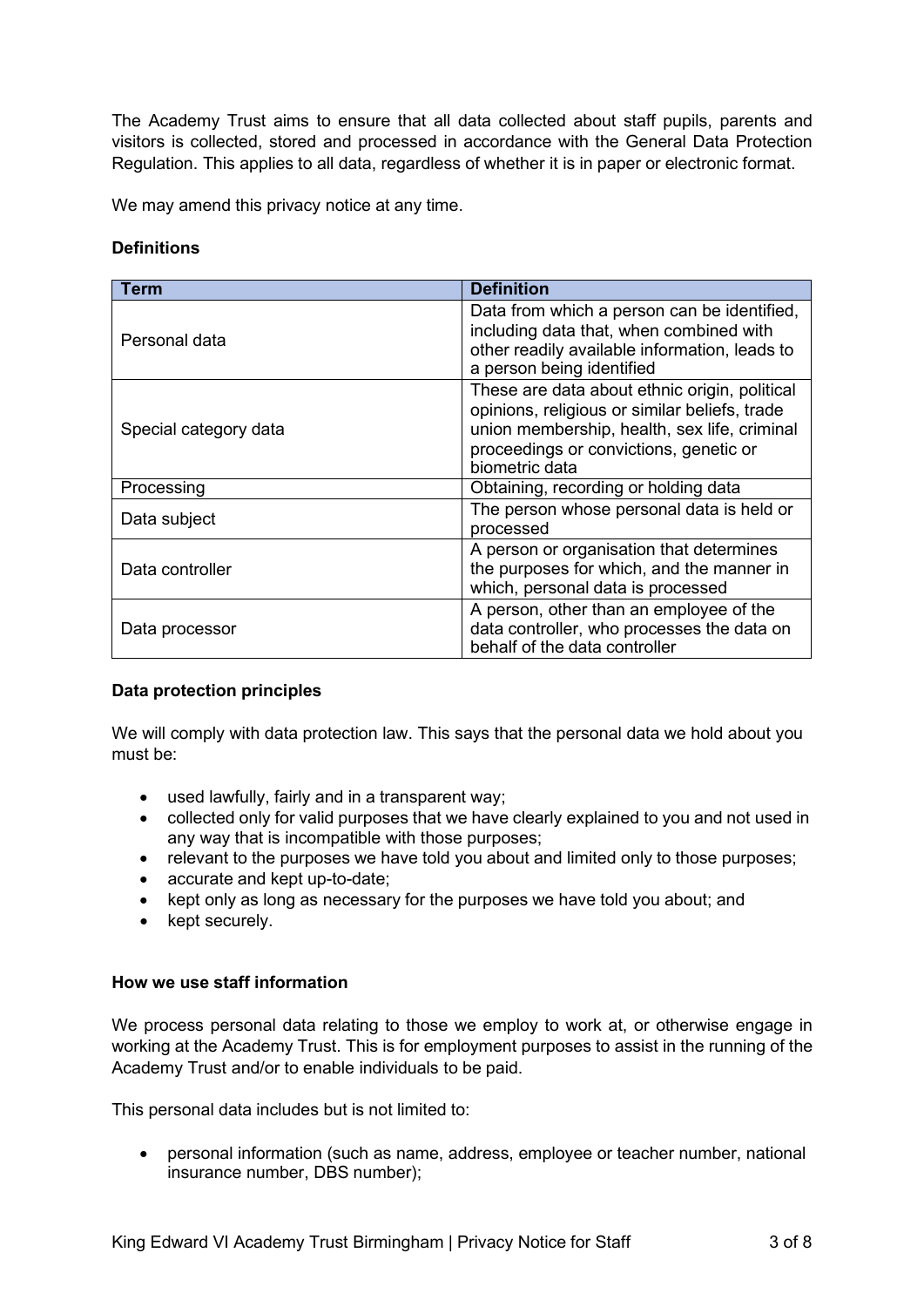The Academy Trust aims to ensure that all data collected about staff pupils, parents and visitors is collected, stored and processed in accordance with the General Data Protection Regulation. This applies to all data, regardless of whether it is in paper or electronic format.

We may amend this privacy notice at any time.

**Definitions**

| Term | Definition |
| --- | --- |
| Personal data | Data from which a person can be identified, including data that, when combined with other readily available information, leads to a person being identified |
| Special category data | These are data about ethnic origin, political opinions, religious or similar beliefs, trade union membership, health, sex life, criminal proceedings or convictions, genetic or biometric data |
| Processing | Obtaining, recording or holding data |
| Data subject | The person whose personal data is held or processed |
| Data controller | A person or organisation that determines the purposes for which, and the manner in which, personal data is processed |
| Data processor | A person, other than an employee of the data controller, who processes the data on behalf of the data controller |

**Data protection principles**

We will comply with data protection law. This says that the personal data we hold about you must be:

- used lawfully, fairly and in a transparent way;
- collected only for valid purposes that we have clearly explained to you and not used in any way that is incompatible with those purposes;
- relevant to the purposes we have told you about and limited only to those purposes;
- accurate and kept up-to-date;
- kept only as long as necessary for the purposes we have told you about; and
- kept securely.

**How we use staff information**

We process personal data relating to those we employ to work at, or otherwise engage in working at the Academy Trust. This is for employment purposes to assist in the running of the Academy Trust and/or to enable individuals to be paid.

This personal data includes but is not limited to:

- personal information (such as name, address, employee or teacher number, national insurance number, DBS number);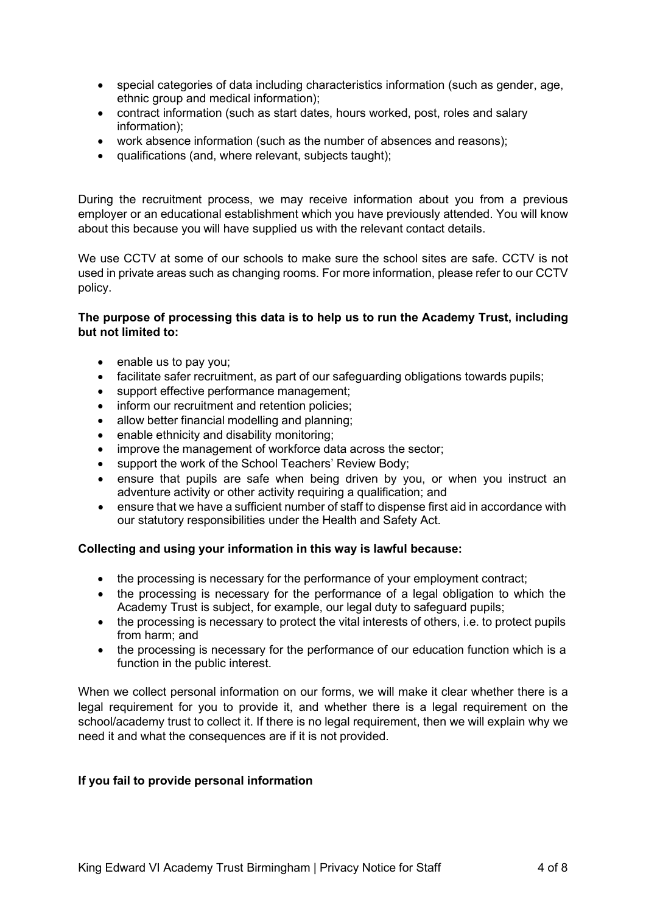- special categories of data including characteristics information (such as gender, age, ethnic group and medical information);
- contract information (such as start dates, hours worked, post, roles and salary information);
- work absence information (such as the number of absences and reasons);
- qualifications (and, where relevant, subjects taught);

During the recruitment process, we may receive information about you from a previous employer or an educational establishment which you have previously attended. You will know about this because you will have supplied us with the relevant contact details.

We use CCTV at some of our schools to make sure the school sites are safe. CCTV is not used in private areas such as changing rooms. For more information, please refer to our CCTV policy.

**The purpose of processing this data is to help us to run the Academy Trust, including but not limited to:**

- enable us to pay you;
- facilitate safer recruitment, as part of our safeguarding obligations towards pupils;
- support effective performance management;
- inform our recruitment and retention policies;
- allow better financial modelling and planning;
- enable ethnicity and disability monitoring;
- improve the management of workforce data across the sector;
- support the work of the School Teachers' Review Body;
- ensure that pupils are safe when being driven by you, or when you instruct an adventure activity or other activity requiring a qualification; and
- ensure that we have a sufficient number of staff to dispense first aid in accordance with our statutory responsibilities under the Health and Safety Act.

**Collecting and using your information in this way is lawful because:**

- the processing is necessary for the performance of your employment contract;
- the processing is necessary for the performance of a legal obligation to which the Academy Trust is subject, for example, our legal duty to safeguard pupils;
- the processing is necessary to protect the vital interests of others, i.e. to protect pupils from harm; and
- the processing is necessary for the performance of our education function which is a function in the public interest.

When we collect personal information on our forms, we will make it clear whether there is a legal requirement for you to provide it, and whether there is a legal requirement on the school/academy trust to collect it. If there is no legal requirement, then we will explain why we need it and what the consequences are if it is not provided.

**If you fail to provide personal information**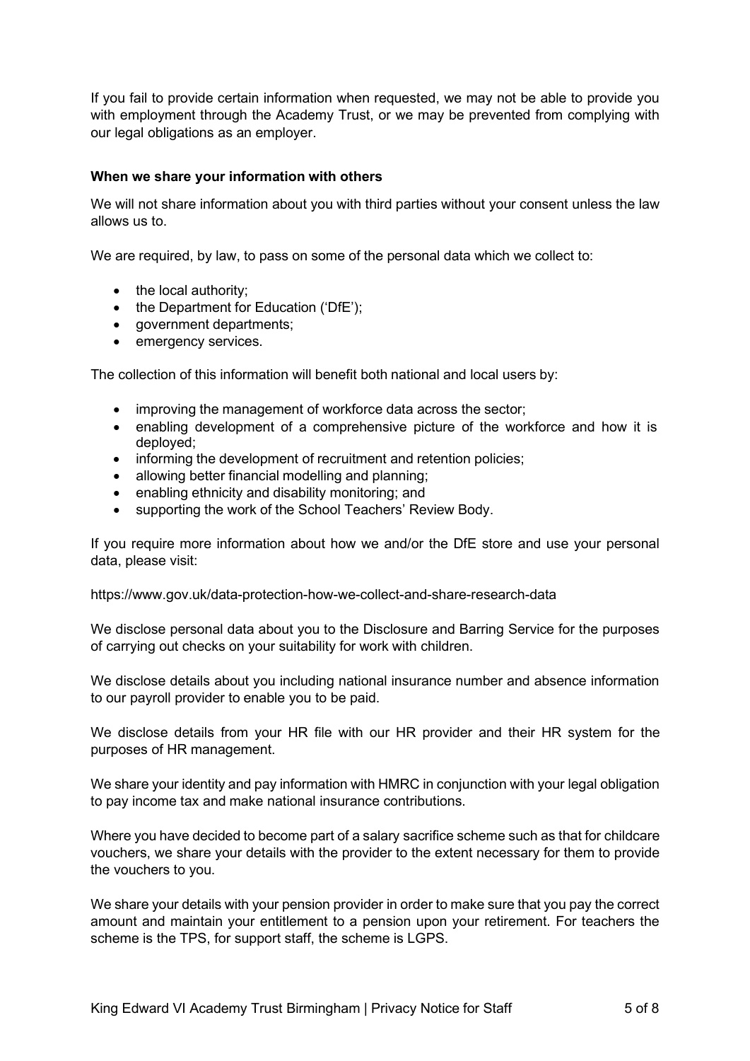If you fail to provide certain information when requested, we may not be able to provide you with employment through the Academy Trust, or we may be prevented from complying with our legal obligations as an employer.

**When we share your information with others**

We will not share information about you with third parties without your consent unless the law allows us to.

We are required, by law, to pass on some of the personal data which we collect to:

- the local authority;
- the Department for Education ('DfE');
- government departments;
- emergency services.

The collection of this information will benefit both national and local users by:

- improving the management of workforce data across the sector;
- enabling development of a comprehensive picture of the workforce and how it is deployed;
- informing the development of recruitment and retention policies;
- allowing better financial modelling and planning;
- enabling ethnicity and disability monitoring; and
- supporting the work of the School Teachers' Review Body.

If you require more information about how we and/or the DfE store and use your personal data, please visit:

https://www.gov.uk/data-protection-how-we-collect-and-share-research-data

We disclose personal data about you to the Disclosure and Barring Service for the purposes of carrying out checks on your suitability for work with children.

We disclose details about you including national insurance number and absence information to our payroll provider to enable you to be paid.

We disclose details from your HR file with our HR provider and their HR system for the purposes of HR management.

We share your identity and pay information with HMRC in conjunction with your legal obligation to pay income tax and make national insurance contributions.

Where you have decided to become part of a salary sacrifice scheme such as that for childcare vouchers, we share your details with the provider to the extent necessary for them to provide the vouchers to you.

We share your details with your pension provider in order to make sure that you pay the correct amount and maintain your entitlement to a pension upon your retirement. For teachers the scheme is the TPS, for support staff, the scheme is LGPS.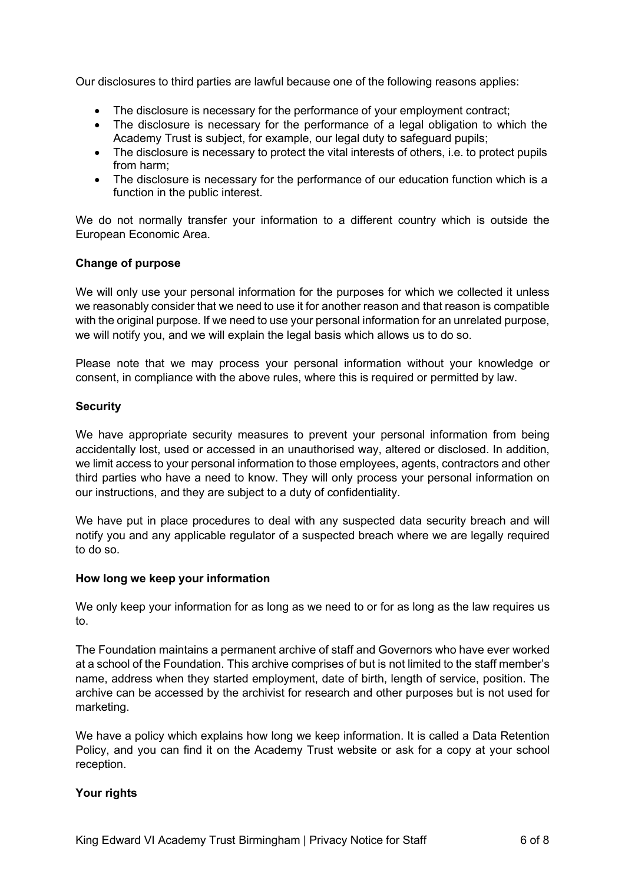Our disclosures to third parties are lawful because one of the following reasons applies:

- The disclosure is necessary for the performance of your employment contract;
- The disclosure is necessary for the performance of a legal obligation to which the Academy Trust is subject, for example, our legal duty to safeguard pupils;
- The disclosure is necessary to protect the vital interests of others, i.e. to protect pupils from harm;
- The disclosure is necessary for the performance of our education function which is a function in the public interest.

We do not normally transfer your information to a different country which is outside the European Economic Area.

**Change of purpose**

We will only use your personal information for the purposes for which we collected it unless we reasonably consider that we need to use it for another reason and that reason is compatible with the original purpose. If we need to use your personal information for an unrelated purpose, we will notify you, and we will explain the legal basis which allows us to do so.

Please note that we may process your personal information without your knowledge or consent, in compliance with the above rules, where this is required or permitted by law.

**Security**

We have appropriate security measures to prevent your personal information from being accidentally lost, used or accessed in an unauthorised way, altered or disclosed. In addition, we limit access to your personal information to those employees, agents, contractors and other third parties who have a need to know. They will only process your personal information on our instructions, and they are subject to a duty of confidentiality.

We have put in place procedures to deal with any suspected data security breach and will notify you and any applicable regulator of a suspected breach where we are legally required to do so.

**How long we keep your information**

We only keep your information for as long as we need to or for as long as the law requires us to.

The Foundation maintains a permanent archive of staff and Governors who have ever worked at a school of the Foundation. This archive comprises of but is not limited to the staff member's name, address when they started employment, date of birth, length of service, position. The archive can be accessed by the archivist for research and other purposes but is not used for marketing.

We have a policy which explains how long we keep information. It is called a Data Retention Policy, and you can find it on the Academy Trust website or ask for a copy at your school reception.

**Your rights**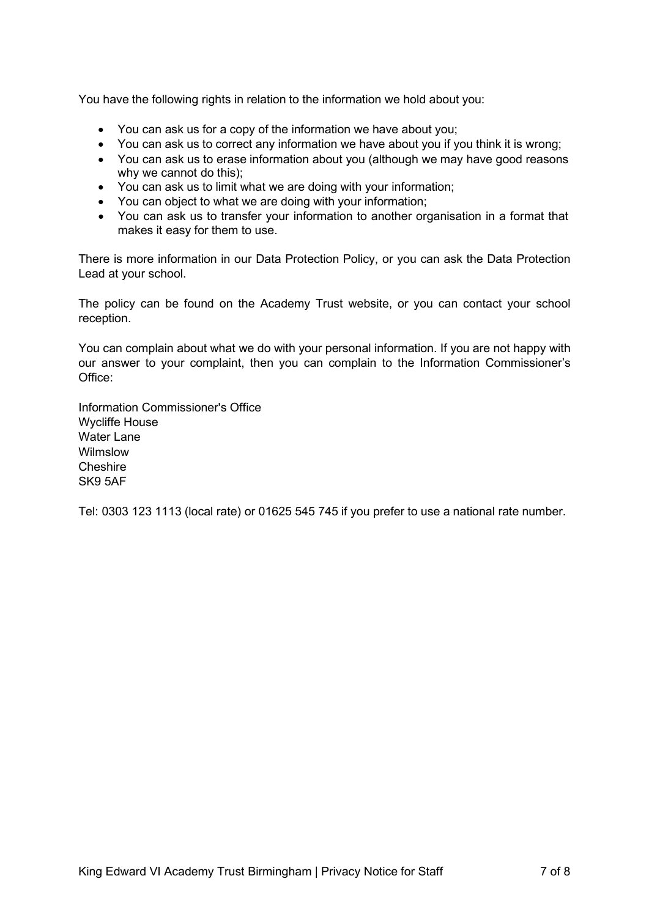You have the following rights in relation to the information we hold about you:

- You can ask us for a copy of the information we have about you;
- You can ask us to correct any information we have about you if you think it is wrong;
- You can ask us to erase information about you (although we may have good reasons why we cannot do this);
- You can ask us to limit what we are doing with your information;
- You can object to what we are doing with your information;
- You can ask us to transfer your information to another organisation in a format that makes it easy for them to use.

There is more information in our Data Protection Policy, or you can ask the Data Protection Lead at your school.

The policy can be found on the Academy Trust website, or you can contact your school reception.

You can complain about what we do with your personal information. If you are not happy with our answer to your complaint, then you can complain to the Information Commissioner's Office:

Information Commissioner's Office
Wycliffe House
Water Lane
Wilmslow
Cheshire
SK9 5AF

Tel: 0303 123 1113 (local rate) or 01625 545 745 if you prefer to use a national rate number.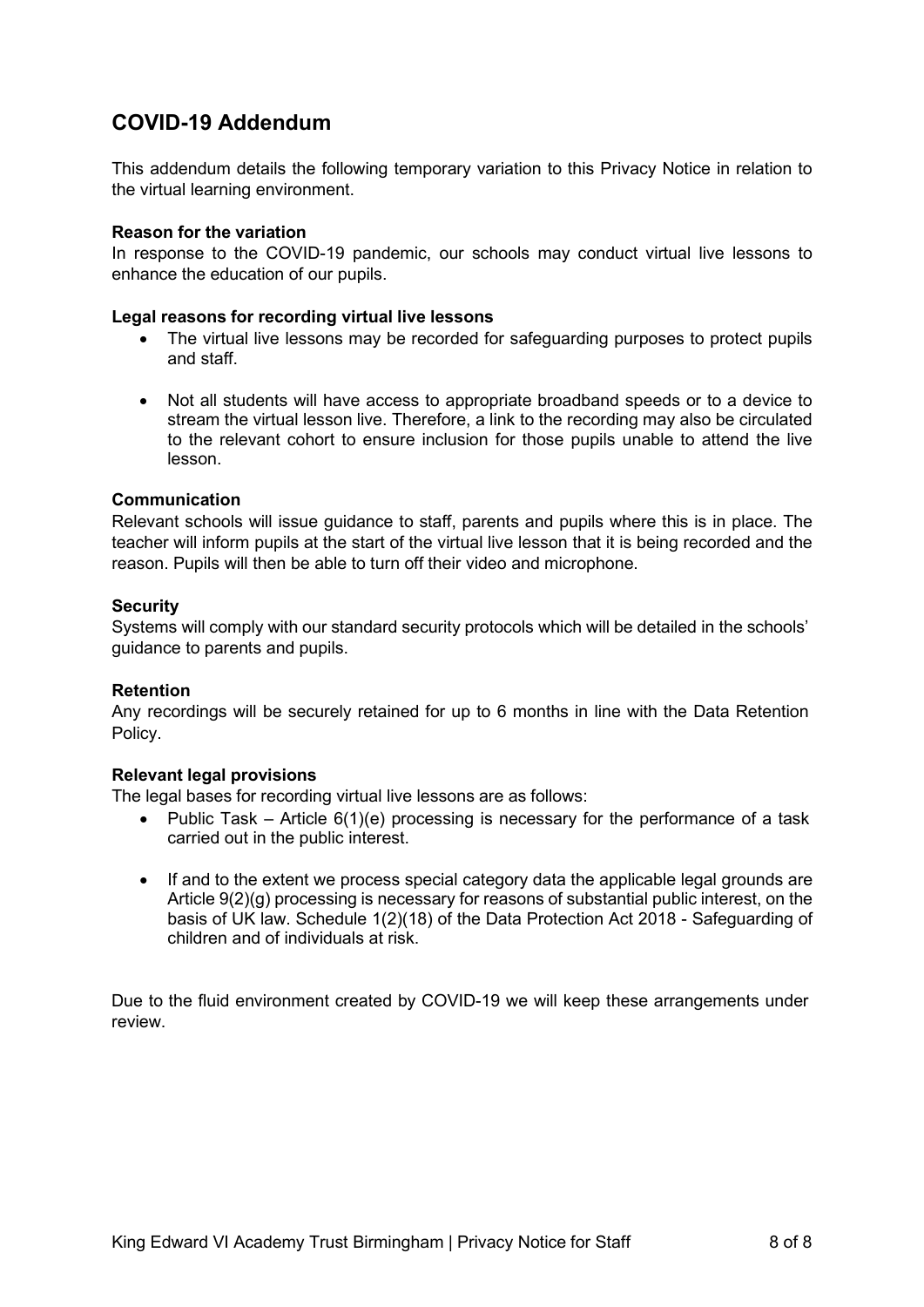## COVID-19 Addendum

This addendum details the following temporary variation to this Privacy Notice in relation to the virtual learning environment.

**Reason for the variation**

In response to the COVID-19 pandemic, our schools may conduct virtual live lessons to enhance the education of our pupils.

**Legal reasons for recording virtual live lessons**

- The virtual live lessons may be recorded for safeguarding purposes to protect pupils and staff.
- Not all students will have access to appropriate broadband speeds or to a device to stream the virtual lesson live. Therefore, a link to the recording may also be circulated to the relevant cohort to ensure inclusion for those pupils unable to attend the live lesson.

**Communication**

Relevant schools will issue guidance to staff, parents and pupils where this is in place. The teacher will inform pupils at the start of the virtual live lesson that it is being recorded and the reason. Pupils will then be able to turn off their video and microphone.

**Security**

Systems will comply with our standard security protocols which will be detailed in the schools' guidance to parents and pupils.

**Retention**

Any recordings will be securely retained for up to 6 months in line with the Data Retention Policy.

**Relevant legal provisions**

The legal bases for recording virtual live lessons are as follows:

- Public Task – Article 6(1)(e) processing is necessary for the performance of a task carried out in the public interest.
- If and to the extent we process special category data the applicable legal grounds are Article 9(2)(g) processing is necessary for reasons of substantial public interest, on the basis of UK law. Schedule 1(2)(18) of the Data Protection Act 2018 - Safeguarding of children and of individuals at risk.

Due to the fluid environment created by COVID-19 we will keep these arrangements under review.